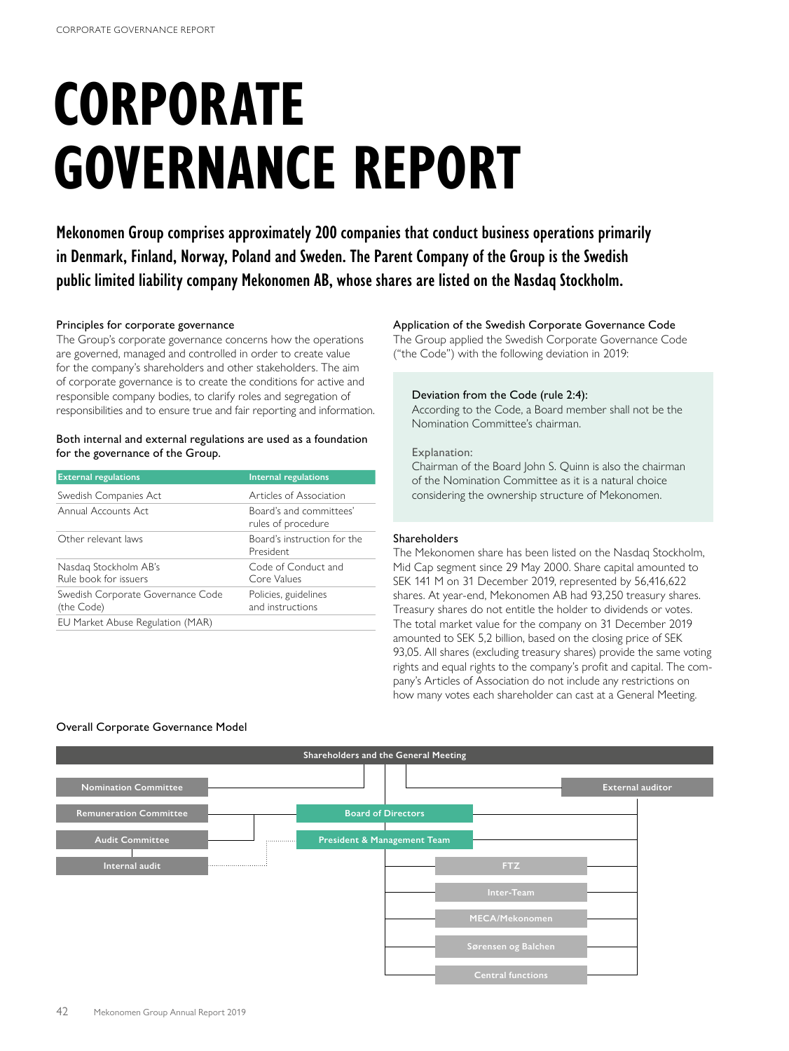# CORPORATE GOVERNANCE REPORT

**Mekonomen Group comprises approximately 200 companies that conduct business operations primarily in Denmark, Finland, Norway, Poland and Sweden. The Parent Company of the Group is the Swedish public limited liability company Mekonomen AB, whose shares are listed on the Nasdaq Stockholm.**

### Principles for corporate governance

The Group's corporate governance concerns how the operations are governed, managed and controlled in order to create value for the company's shareholders and other stakeholders. The aim of corporate governance is to create the conditions for active and responsible company bodies, to clarify roles and segregation of responsibilities and to ensure true and fair reporting and information.

### Both internal and external regulations are used as a foundation for the governance of the Group.

| External regulations | Internal regulations |
| --- | --- |
| Swedish Companies Act | Articles of Association |
| Annual Accounts Act | Board's and committees' rules of procedure |
| Other relevant laws | Board's instruction for the President |
| Nasdaq Stockholm AB's Rule book for issuers | Code of Conduct and Core Values |
| Swedish Corporate Governance Code (the Code) | Policies, guidelines and instructions |
| EU Market Abuse Regulation (MAR) | |

### Application of the Swedish Corporate Governance Code

The Group applied the Swedish Corporate Governance Code ("the Code") with the following deviation in 2019:

> **Deviation from the Code (rule 2:4):**
> According to the Code, a Board member shall not be the Nomination Committee's chairman.
>
> Explanation:
> Chairman of the Board John S. Quinn is also the chairman of the Nomination Committee as it is a natural choice considering the ownership structure of Mekonomen.

### Shareholders

The Mekonomen share has been listed on the Nasdaq Stockholm, Mid Cap segment since 29 May 2000. Share capital amounted to SEK 141 M on 31 December 2019, represented by 56,416,622 shares. At year-end, Mekonomen AB had 93,250 treasury shares. Treasury shares do not entitle the holder to dividends or votes. The total market value for the company on 31 December 2019 amounted to SEK 5,2 billion, based on the closing price of SEK 93,05. All shares (excluding treasury shares) provide the same voting rights and equal rights to the company's profit and capital. The company's Articles of Association do not include any restrictions on how many votes each shareholder can cast at a General Meeting.

### Overall Corporate Governance Model

- Shareholders and the General Meeting
  - Nomination Committee
  - External auditor
  - Board of Directors
    - Remuneration Committee
    - Audit Committee
    - Internal audit
    - President & Management Team
      - FTZ
      - Inter-Team
      - MECA/Mekonomen
      - Sørensen og Balchen
      - Central functions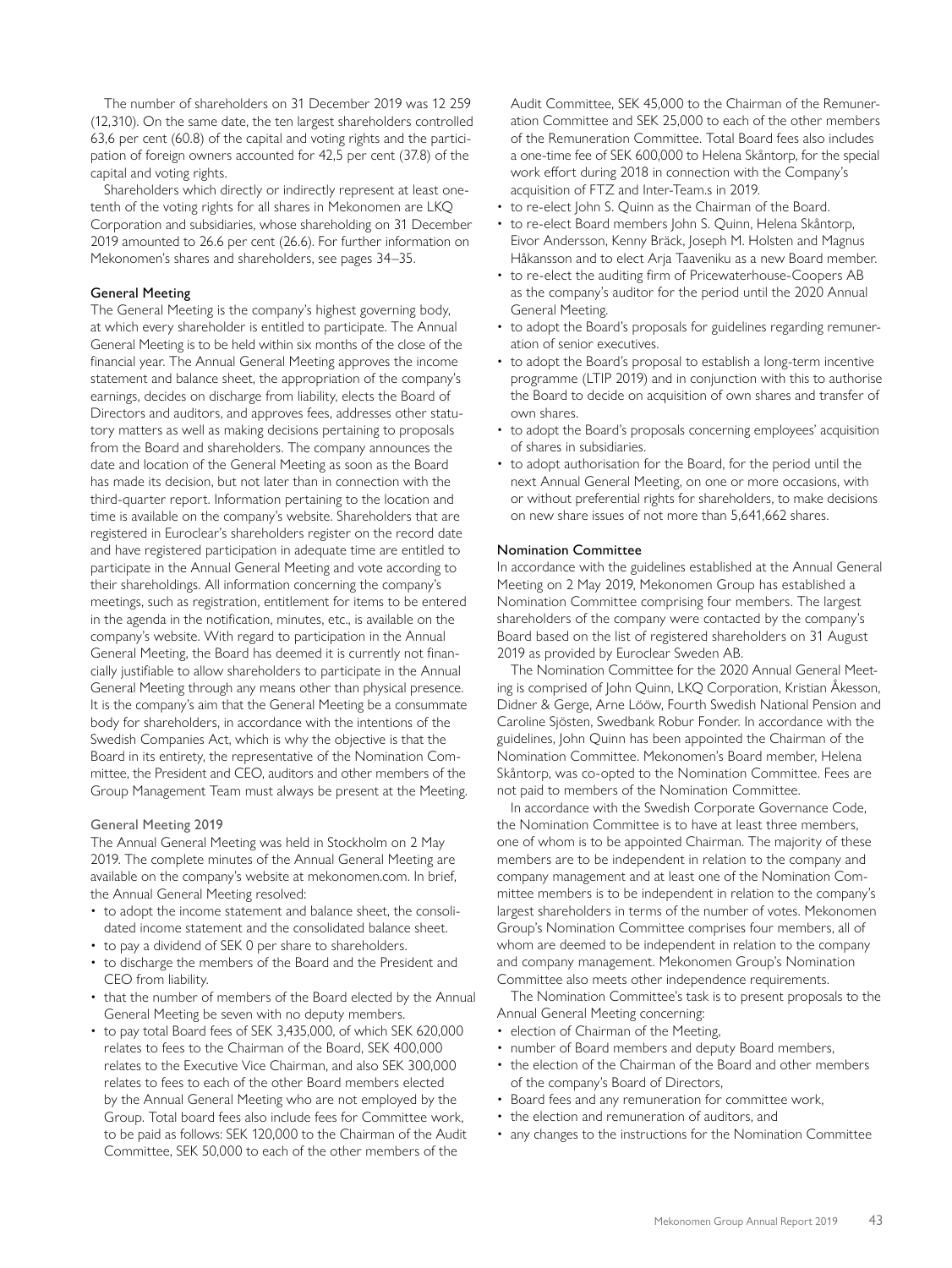The number of shareholders on 31 December 2019 was 12 259 (12,310). On the same date, the ten largest shareholders controlled 63,6 per cent (60.8) of the capital and voting rights and the participation of foreign owners accounted for 42,5 per cent (37.8) of the capital and voting rights.

Shareholders which directly or indirectly represent at least one-tenth of the voting rights for all shares in Mekonomen are LKQ Corporation and subsidiaries, whose shareholding on 31 December 2019 amounted to 26.6 per cent (26.6). For further information on Mekonomen's shares and shareholders, see pages 34–35.

### General Meeting

The General Meeting is the company's highest governing body, at which every shareholder is entitled to participate. The Annual General Meeting is to be held within six months of the close of the financial year. The Annual General Meeting approves the income statement and balance sheet, the appropriation of the company's earnings, decides on discharge from liability, elects the Board of Directors and auditors, and approves fees, addresses other statutory matters as well as making decisions pertaining to proposals from the Board and shareholders. The company announces the date and location of the General Meeting as soon as the Board has made its decision, but not later than in connection with the third-quarter report. Information pertaining to the location and time is available on the company's website. Shareholders that are registered in Euroclear's shareholders register on the record date and have registered participation in adequate time are entitled to participate in the Annual General Meeting and vote according to their shareholdings. All information concerning the company's meetings, such as registration, entitlement for items to be entered in the agenda in the notification, minutes, etc., is available on the company's website. With regard to participation in the Annual General Meeting, the Board has deemed it is currently not financially justifiable to allow shareholders to participate in the Annual General Meeting through any means other than physical presence. It is the company's aim that the General Meeting be a consummate body for shareholders, in accordance with the intentions of the Swedish Companies Act, which is why the objective is that the Board in its entirety, the representative of the Nomination Committee, the President and CEO, auditors and other members of the Group Management Team must always be present at the Meeting.

#### General Meeting 2019

The Annual General Meeting was held in Stockholm on 2 May 2019. The complete minutes of the Annual General Meeting are available on the company's website at mekonomen.com. In brief, the Annual General Meeting resolved:

- to adopt the income statement and balance sheet, the consolidated income statement and the consolidated balance sheet.
- to pay a dividend of SEK 0 per share to shareholders.
- to discharge the members of the Board and the President and CEO from liability.
- that the number of members of the Board elected by the Annual General Meeting be seven with no deputy members.
- to pay total Board fees of SEK 3,435,000, of which SEK 620,000 relates to fees to the Chairman of the Board, SEK 400,000 relates to the Executive Vice Chairman, and also SEK 300,000 relates to fees to each of the other Board members elected by the Annual General Meeting who are not employed by the Group. Total board fees also include fees for Committee work, to be paid as follows: SEK 120,000 to the Chairman of the Audit Committee, SEK 50,000 to each of the other members of the Audit Committee, SEK 45,000 to the Chairman of the Remuneration Committee and SEK 25,000 to each of the other members of the Remuneration Committee. Total Board fees also includes a one-time fee of SEK 600,000 to Helena Skåntorp, for the special work effort during 2018 in connection with the Company's acquisition of FTZ and Inter-Team.s in 2019.
- to re-elect John S. Quinn as the Chairman of the Board.
- to re-elect Board members John S. Quinn, Helena Skåntorp, Eivor Andersson, Kenny Bräck, Joseph M. Holsten and Magnus Håkansson and to elect Arja Taaveniku as a new Board member.
- to re-elect the auditing firm of Pricewaterhouse-Coopers AB as the company's auditor for the period until the 2020 Annual General Meeting.
- to adopt the Board's proposals for guidelines regarding remuneration of senior executives.
- to adopt the Board's proposal to establish a long-term incentive programme (LTIP 2019) and in conjunction with this to authorise the Board to decide on acquisition of own shares and transfer of own shares.
- to adopt the Board's proposals concerning employees' acquisition of shares in subsidiaries.
- to adopt authorisation for the Board, for the period until the next Annual General Meeting, on one or more occasions, with or without preferential rights for shareholders, to make decisions on new share issues of not more than 5,641,662 shares.

### Nomination Committee

In accordance with the guidelines established at the Annual General Meeting on 2 May 2019, Mekonomen Group has established a Nomination Committee comprising four members. The largest shareholders of the company were contacted by the company's Board based on the list of registered shareholders on 31 August 2019 as provided by Euroclear Sweden AB.

The Nomination Committee for the 2020 Annual General Meeting is comprised of John Quinn, LKQ Corporation, Kristian Åkesson, Didner & Gerge, Arne Lööw, Fourth Swedish National Pension and Caroline Sjösten, Swedbank Robur Fonder. In accordance with the guidelines, John Quinn has been appointed the Chairman of the Nomination Committee. Mekonomen's Board member, Helena Skåntorp, was co-opted to the Nomination Committee. Fees are not paid to members of the Nomination Committee.

In accordance with the Swedish Corporate Governance Code, the Nomination Committee is to have at least three members, one of whom is to be appointed Chairman. The majority of these members are to be independent in relation to the company and company management and at least one of the Nomination Committee members is to be independent in relation to the company's largest shareholders in terms of the number of votes. Mekonomen Group's Nomination Committee comprises four members, all of whom are deemed to be independent in relation to the company and company management. Mekonomen Group's Nomination Committee also meets other independence requirements.

The Nomination Committee's task is to present proposals to the Annual General Meeting concerning:

- election of Chairman of the Meeting,
- number of Board members and deputy Board members,
- the election of the Chairman of the Board and other members of the company's Board of Directors,
- Board fees and any remuneration for committee work,
- the election and remuneration of auditors, and
- any changes to the instructions for the Nomination Committee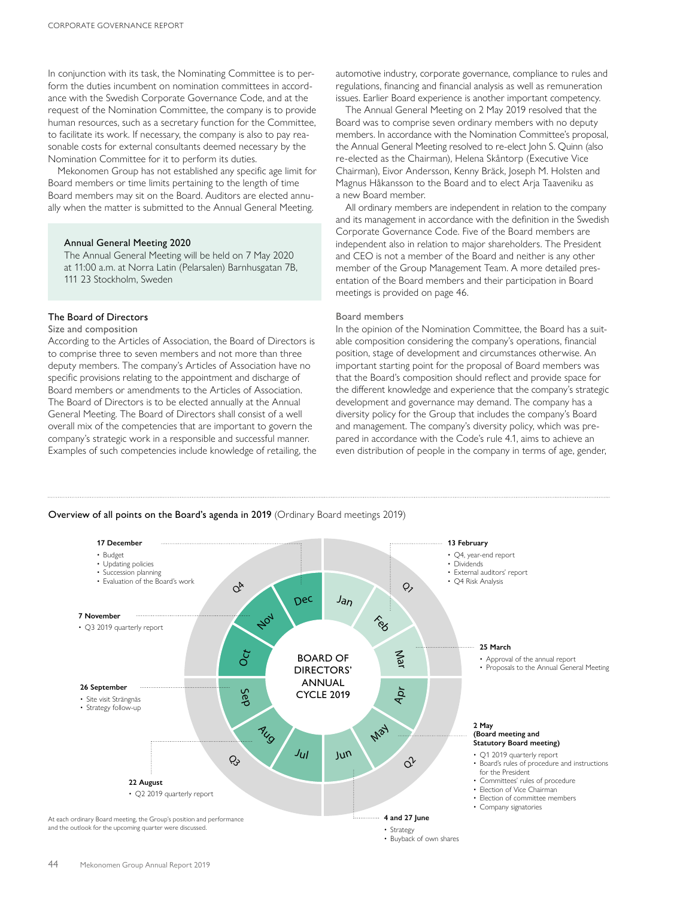In conjunction with its task, the Nominating Committee is to perform the duties incumbent on nomination committees in accordance with the Swedish Corporate Governance Code, and at the request of the Nomination Committee, the company is to provide human resources, such as a secretary function for the Committee, to facilitate its work. If necessary, the company is also to pay reasonable costs for external consultants deemed necessary by the Nomination Committee for it to perform its duties.

Mekonomen Group has not established any specific age limit for Board members or time limits pertaining to the length of time Board members may sit on the Board. Auditors are elected annually when the matter is submitted to the Annual General Meeting.

> **Annual General Meeting 2020**
> The Annual General Meeting will be held on 7 May 2020 at 11:00 a.m. at Norra Latin (Pelarsalen) Barnhusgatan 7B, 111 23 Stockholm, Sweden

## The Board of Directors

### Size and composition

According to the Articles of Association, the Board of Directors is to comprise three to seven members and not more than three deputy members. The company's Articles of Association have no specific provisions relating to the appointment and discharge of Board members or amendments to the Articles of Association. The Board of Directors is to be elected annually at the Annual General Meeting. The Board of Directors shall consist of a well overall mix of the competencies that are important to govern the company's strategic work in a responsible and successful manner. Examples of such competencies include knowledge of retailing, the automotive industry, corporate governance, compliance to rules and regulations, financing and financial analysis as well as remuneration issues. Earlier Board experience is another important competency.

The Annual General Meeting on 2 May 2019 resolved that the Board was to comprise seven ordinary members with no deputy members. In accordance with the Nomination Committee's proposal, the Annual General Meeting resolved to re-elect John S. Quinn (also re-elected as the Chairman), Helena Skåntorp (Executive Vice Chairman), Eivor Andersson, Kenny Bräck, Joseph M. Holsten and Magnus Håkansson to the Board and to elect Arja Taaveniku as a new Board member.

All ordinary members are independent in relation to the company and its management in accordance with the definition in the Swedish Corporate Governance Code. Five of the Board members are independent also in relation to major shareholders. The President and CEO is not a member of the Board and neither is any other member of the Group Management Team. A more detailed presentation of the Board members and their participation in Board meetings is provided on page 46.

### Board members

In the opinion of the Nomination Committee, the Board has a suitable composition considering the company's operations, financial position, stage of development and circumstances otherwise. An important starting point for the proposal of Board members was that the Board's composition should reflect and provide space for the different knowledge and experience that the company's strategic development and governance may demand. The company has a diversity policy for the Group that includes the company's Board and management. The company's diversity policy, which was prepared in accordance with the Code's rule 4.1, aims to achieve an even distribution of people in the company in terms of age, gender,

**Overview of all points on the Board's agenda in 2019** (Ordinary Board meetings 2019)

BOARD OF DIRECTORS' ANNUAL CYCLE 2019

**13 February**
- Q4, year-end report
- Dividends
- External auditors' report
- Q4 Risk Analysis

**25 March**
- Approval of the annual report
- Proposals to the Annual General Meeting

**2 May (Board meeting and Statutory Board meeting)**
- Q1 2019 quarterly report
- Board's rules of procedure and instructions for the President
- Committees' rules of procedure
- Election of Vice Chairman
- Election of committee members
- Company signatories

**4 and 27 June**
- Strategy
- Buyback of own shares

**22 August**
- Q2 2019 quarterly report

**26 September**
- Site visit Strängnäs
- Strategy follow-up

**7 November**
- Q3 2019 quarterly report

**17 December**
- Budget
- Updating policies
- Succession planning
- Evaluation of the Board's work

At each ordinary Board meeting, the Group's position and performance and the outlook for the upcoming quarter were discussed.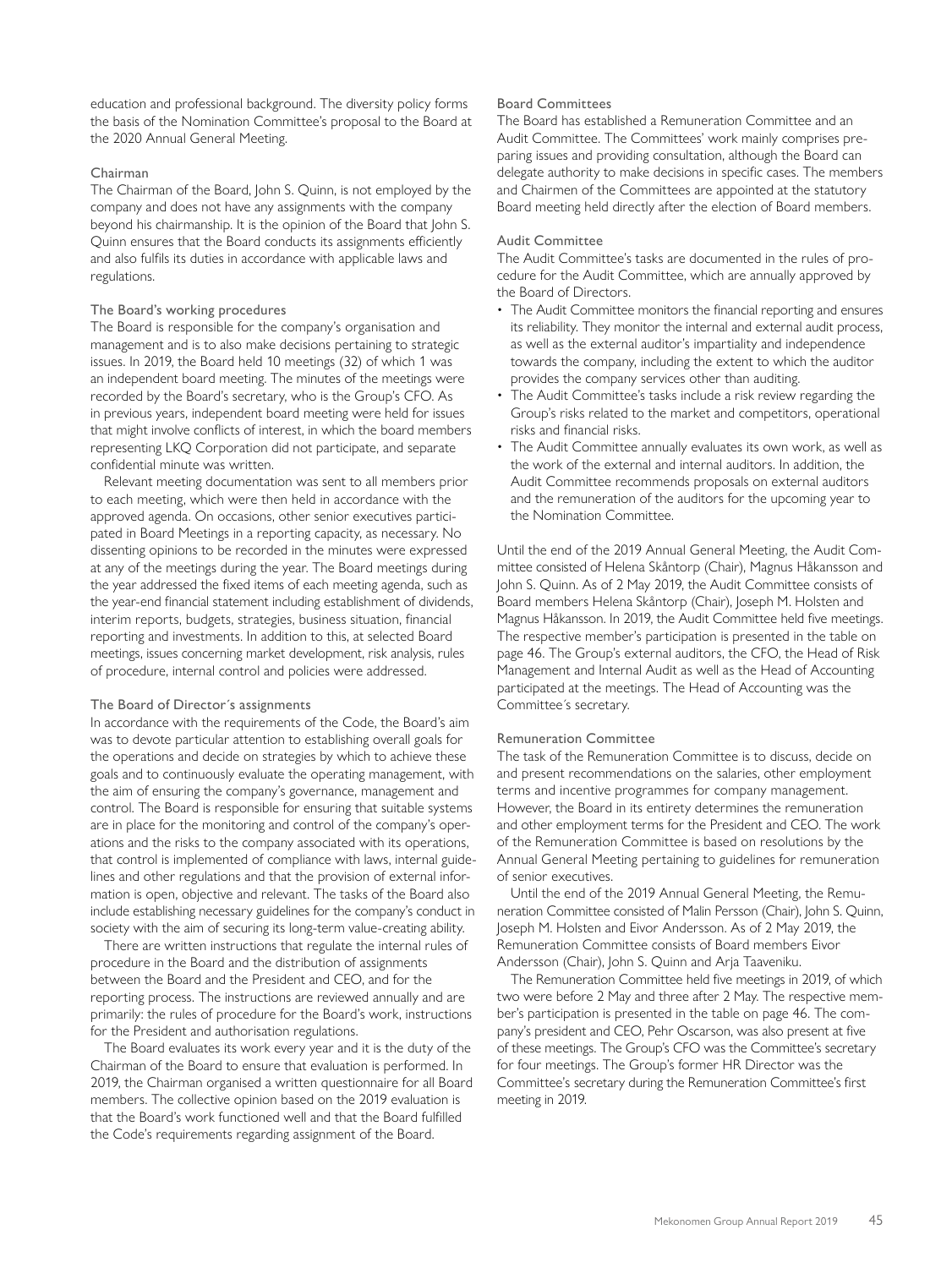education and professional background. The diversity policy forms the basis of the Nomination Committee's proposal to the Board at the 2020 Annual General Meeting.

### Chairman

The Chairman of the Board, John S. Quinn, is not employed by the company and does not have any assignments with the company beyond his chairmanship. It is the opinion of the Board that John S. Quinn ensures that the Board conducts its assignments efficiently and also fulfils its duties in accordance with applicable laws and regulations.

### The Board's working procedures

The Board is responsible for the company's organisation and management and is to also make decisions pertaining to strategic issues. In 2019, the Board held 10 meetings (32) of which 1 was an independent board meeting. The minutes of the meetings were recorded by the Board's secretary, who is the Group's CFO. As in previous years, independent board meeting were held for issues that might involve conflicts of interest, in which the board members representing LKQ Corporation did not participate, and separate confidential minute was written.

Relevant meeting documentation was sent to all members prior to each meeting, which were then held in accordance with the approved agenda. On occasions, other senior executives participated in Board Meetings in a reporting capacity, as necessary. No dissenting opinions to be recorded in the minutes were expressed at any of the meetings during the year. The Board meetings during the year addressed the fixed items of each meeting agenda, such as the year-end financial statement including establishment of dividends, interim reports, budgets, strategies, business situation, financial reporting and investments. In addition to this, at selected Board meetings, issues concerning market development, risk analysis, rules of procedure, internal control and policies were addressed.

### The Board of Director´s assignments

In accordance with the requirements of the Code, the Board's aim was to devote particular attention to establishing overall goals for the operations and decide on strategies by which to achieve these goals and to continuously evaluate the operating management, with the aim of ensuring the company's governance, management and control. The Board is responsible for ensuring that suitable systems are in place for the monitoring and control of the company's operations and the risks to the company associated with its operations, that control is implemented of compliance with laws, internal guidelines and other regulations and that the provision of external information is open, objective and relevant. The tasks of the Board also include establishing necessary guidelines for the company's conduct in society with the aim of securing its long-term value-creating ability.

There are written instructions that regulate the internal rules of procedure in the Board and the distribution of assignments between the Board and the President and CEO, and for the reporting process. The instructions are reviewed annually and are primarily: the rules of procedure for the Board's work, instructions for the President and authorisation regulations.

The Board evaluates its work every year and it is the duty of the Chairman of the Board to ensure that evaluation is performed. In 2019, the Chairman organised a written questionnaire for all Board members. The collective opinion based on the 2019 evaluation is that the Board's work functioned well and that the Board fulfilled the Code's requirements regarding assignment of the Board.

### Board Committees

The Board has established a Remuneration Committee and an Audit Committee. The Committees' work mainly comprises preparing issues and providing consultation, although the Board can delegate authority to make decisions in specific cases. The members and Chairmen of the Committees are appointed at the statutory Board meeting held directly after the election of Board members.

### Audit Committee

The Audit Committee's tasks are documented in the rules of procedure for the Audit Committee, which are annually approved by the Board of Directors.

- The Audit Committee monitors the financial reporting and ensures its reliability. They monitor the internal and external audit process, as well as the external auditor's impartiality and independence towards the company, including the extent to which the auditor provides the company services other than auditing.
- The Audit Committee's tasks include a risk review regarding the Group's risks related to the market and competitors, operational risks and financial risks.
- The Audit Committee annually evaluates its own work, as well as the work of the external and internal auditors. In addition, the Audit Committee recommends proposals on external auditors and the remuneration of the auditors for the upcoming year to the Nomination Committee.

Until the end of the 2019 Annual General Meeting, the Audit Committee consisted of Helena Skåntorp (Chair), Magnus Håkansson and John S. Quinn. As of 2 May 2019, the Audit Committee consists of Board members Helena Skåntorp (Chair), Joseph M. Holsten and Magnus Håkansson. In 2019, the Audit Committee held five meetings. The respective member's participation is presented in the table on page 46. The Group's external auditors, the CFO, the Head of Risk Management and Internal Audit as well as the Head of Accounting participated at the meetings. The Head of Accounting was the Committee´s secretary.

### Remuneration Committee

The task of the Remuneration Committee is to discuss, decide on and present recommendations on the salaries, other employment terms and incentive programmes for company management. However, the Board in its entirety determines the remuneration and other employment terms for the President and CEO. The work of the Remuneration Committee is based on resolutions by the Annual General Meeting pertaining to guidelines for remuneration of senior executives.

Until the end of the 2019 Annual General Meeting, the Remuneration Committee consisted of Malin Persson (Chair), John S. Quinn, Joseph M. Holsten and Eivor Andersson. As of 2 May 2019, the Remuneration Committee consists of Board members Eivor Andersson (Chair), John S. Quinn and Arja Taaveniku.

The Remuneration Committee held five meetings in 2019, of which two were before 2 May and three after 2 May. The respective member's participation is presented in the table on page 46. The company's president and CEO, Pehr Oscarson, was also present at five of these meetings. The Group's CFO was the Committee's secretary for four meetings. The Group's former HR Director was the Committee's secretary during the Remuneration Committee's first meeting in 2019.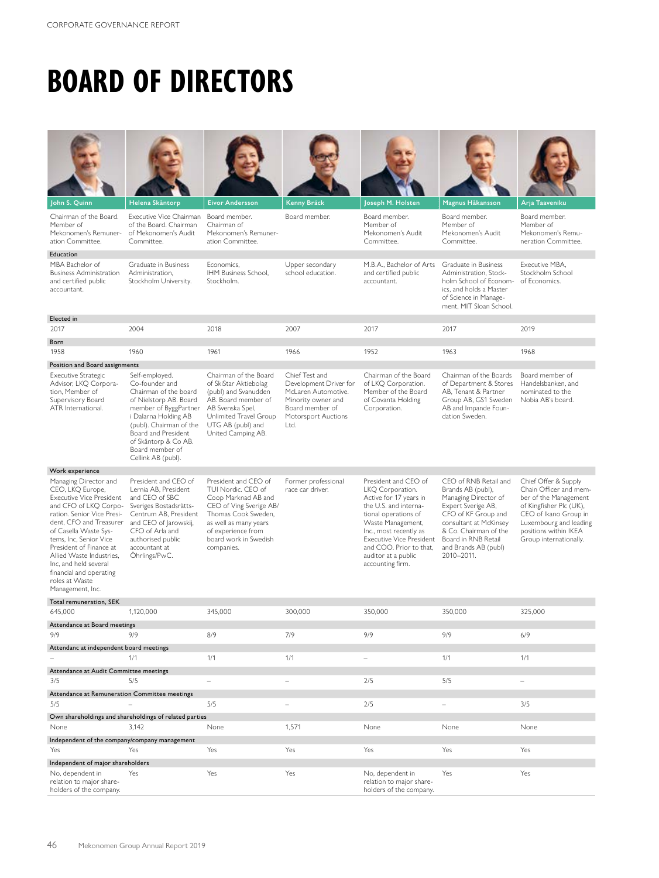# BOARD OF DIRECTORS

| | John S. Quinn | Helena Skåntorp | Eivor Andersson | Kenny Bräck | Joseph M. Holsten | Magnus Håkansson | Arja Taaveniku |
|---|---|---|---|---|---|---|---|
| | Chairman of the Board. Member of Mekonomen's Remuneration Committee. | Executive Vice Chairman of the Board. Chairman of Mekonomen's Audit Committee. | Board member. Chairman of Mekonomen's Remuneration Committee. | Board member. | Board member. Member of Mekonomen's Audit Committee. | Board member. Member of Mekonomen's Audit Committee. | Board member. Member of Mekonomen's Remuneration Committee. |
| **Education** | MBA Bachelor of Business Administration and certified public accountant. | Graduate in Business Administration, Stockholm University. | Economics, IHM Business School, Stockholm. | Upper secondary school education. | M.B.A., Bachelor of Arts and certified public accountant. | Graduate in Business Administration, Stockholm School of Economics, and holds a Master of Science in Management, MIT Sloan School. | Executive MBA, Stockholm School of Economics. |
| **Elected in** | 2017 | 2004 | 2018 | 2007 | 2017 | 2017 | 2019 |
| **Born** | 1958 | 1960 | 1961 | 1966 | 1952 | 1963 | 1968 |
| **Position and Board assignments** | Executive Strategic Advisor, LKQ Corporation, Member of Supervisory Board ATR International. | Self-employed. Co-founder and Chairman of the board of Nielstorp AB. Board member of ByggPartner i Dalarna Holding AB (publ). Chairman of the Board and President of Skåntorp & Co AB. Board member of Cellink AB (publ). | Chairman of the Board of SkiStar Aktiebolag (publ) and Svanudden AB. Board member of AB Svenska Spel, Unlimited Travel Group UTG AB (publ) and United Camping AB. | Chief Test and Development Driver for McLaren Automotive. Minority owner and Board member of Motorsport Auctions Ltd. | Chairman of the Board of LKQ Corporation. Member of the Board of Covanta Holding Corporation. | Chairman of the Boards of Department & Stores AB, Tenant & Partner Group AB, GS1 Sweden AB and Impande Foundation Sweden. | Board member of Handelsbanken, and nominated to the Nobia AB's board. |
| **Work experience** | Managing Director and CEO, LKQ Europe, Executive Vice President and CFO of LKQ Corporation. Senior Vice President, CFO and Treasurer of Casella Waste Systems, Inc, Senior Vice President of Finance at Allied Waste Industries, Inc, and held several financial and operating roles at Waste Management, Inc. | President and CEO of Lernia AB, President and CEO of SBC Sveriges Bostadsrätts-Centrum AB, President and CEO of Jarowskij, CFO of Arla and authorised public accountant at Öhrlings/PwC. | President and CEO of TUI Nordic. CEO of Coop Marknad AB and CEO of Ving Sverige AB/ Thomas Cook Sweden, as well as many years of experience from board work in Swedish companies. | Former professional race car driver. | President and CEO of LKQ Corporation. Active for 17 years in the U.S. and international operations of Waste Management, Inc., most recently as Executive Vice President and COO. Prior to that, auditor at a public accounting firm. | CEO of RNB Retail and Brands AB (publ), Managing Director of Expert Sverige AB, CFO of KF Group and consultant at McKinsey & Co. Chairman of the Board in RNB Retail and Brands AB (publ) 2010–2011. | Chief Offer & Supply Chain Officer and member of the Management of Kingfisher Plc (UK), CEO of Ikano Group in Luxembourg and leading positions within IKEA Group internationally. |
| **Total remuneration, SEK** | 645,000 | 1,120,000 | 345,000 | 300,000 | 350,000 | 350,000 | 325,000 |
| **Attendance at Board meetings** | 9/9 | 9/9 | 8/9 | 7/9 | 9/9 | 9/9 | 6/9 |
| **Attendanc at independent board meetings** | – | 1/1 | 1/1 | 1/1 | – | 1/1 | 1/1 |
| **Attendance at Audit Committee meetings** | 3/5 | 5/5 | – | – | 2/5 | 5/5 | – |
| **Attendance at Remuneration Committee meetings** | 5/5 | – | 5/5 | – | 2/5 | – | 3/5 |
| **Own shareholdings and shareholdings of related parties** | None | 3,142 | None | 1,571 | None | None | None |
| **Independent of the company/company management** | Yes | Yes | Yes | Yes | Yes | Yes | Yes |
| **Independent of major shareholders** | No, dependent in relation to major shareholders of the company. | Yes | Yes | Yes | No, dependent in relation to major shareholders of the company. | Yes | Yes |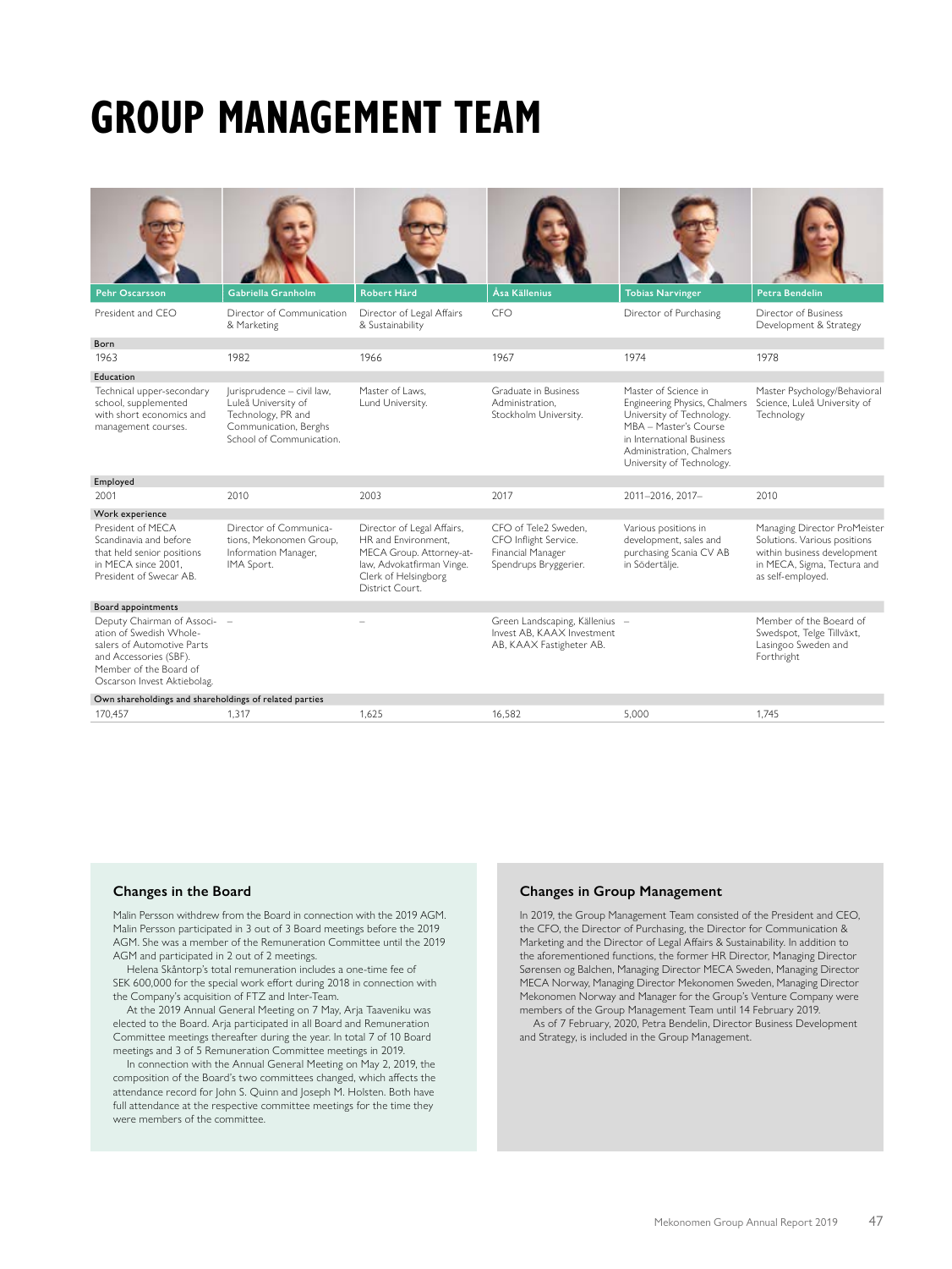# GROUP MANAGEMENT TEAM

| Pehr Oscarsson | Gabriella Granholm | Robert Hård | Åsa Källenius | Tobias Narvinger | Petra Bendelin |
|---|---|---|---|---|---|
| President and CEO | Director of Communication & Marketing | Director of Legal Affairs & Sustainability | CFO | Director of Purchasing | Director of Business Development & Strategy |
| **Born** | | | | | |
| 1963 | 1982 | 1966 | 1967 | 1974 | 1978 |
| **Education** | | | | | |
| Technical upper-secondary school, supplemented with short economics and management courses. | Jurisprudence – civil law, Luleå University of Technology, PR and Communication, Berghs School of Communication. | Master of Laws, Lund University. | Graduate in Business Administration, Stockholm University. | Master of Science in Engineering Physics, Chalmers University of Technology. MBA – Master's Course in International Business Administration, Chalmers University of Technology. | Master Psychology/Behavioral Science, Luleå University of Technology |
| **Employed** | | | | | |
| 2001 | 2010 | 2003 | 2017 | 2011–2016, 2017– | 2010 |
| **Work experience** | | | | | |
| President of MECA Scandinavia and before that held senior positions in MECA since 2001, President of Swecar AB. | Director of Communications, Mekonomen Group, Information Manager, IMA Sport. | Director of Legal Affairs, HR and Environment, MECA Group. Attorney-at-law, Advokatfirman Vinge. Clerk of Helsingborg District Court. | CFO of Tele2 Sweden, CFO Inflight Service. Financial Manager Spendrups Bryggerier. | Various positions in development, sales and purchasing Scania CV AB in Södertälje. | Managing Director ProMeister Solutions. Various positions within business development in MECA, Sigma, Tectura and as self-employed. |
| **Board appointments** | | | | | |
| Deputy Chairman of Association of Swedish Wholesalers of Automotive Parts and Accessories (SBF). Member of the Board of Oscarson Invest Aktiebolag. | – | – | Green Landscaping, Källenius Invest AB, KAAX Investment AB, KAAX Fastigheter AB. | – | Member of the Boeard of Swedspot, Telge Tillväxt, Lasingoo Sweden and Forthright |
| **Own shareholdings and shareholdings of related parties** | | | | | |
| 170,457 | 1,317 | 1,625 | 16,582 | 5,000 | 1,745 |

## Changes in the Board

Malin Persson withdrew from the Board in connection with the 2019 AGM. Malin Persson participated in 3 out of 3 Board meetings before the 2019 AGM. She was a member of the Remuneration Committee until the 2019 AGM and participated in 2 out of 2 meetings.

Helena Skåntorp's total remuneration includes a one-time fee of SEK 600,000 for the special work effort during 2018 in connection with the Company's acquisition of FTZ and Inter-Team.

At the 2019 Annual General Meeting on 7 May, Arja Taaveniku was elected to the Board. Arja participated in all Board and Remuneration Committee meetings thereafter during the year. In total 7 of 10 Board meetings and 3 of 5 Remuneration Committee meetings in 2019.

In connection with the Annual General Meeting on May 2, 2019, the composition of the Board's two committees changed, which affects the attendance record for John S. Quinn and Joseph M. Holsten. Both have full attendance at the respective committee meetings for the time they were members of the committee.

## Changes in Group Management

In 2019, the Group Management Team consisted of the President and CEO, the CFO, the Director of Purchasing, the Director for Communication & Marketing and the Director of Legal Affairs & Sustainability. In addition to the aforementioned functions, the former HR Director, Managing Director Sørensen og Balchen, Managing Director MECA Sweden, Managing Director MECA Norway, Managing Director Mekonomen Sweden, Managing Director Mekonomen Norway and Manager for the Group's Venture Company were members of the Group Management Team until 14 February 2019.

As of 7 February, 2020, Petra Bendelin, Director Business Development and Strategy, is included in the Group Management.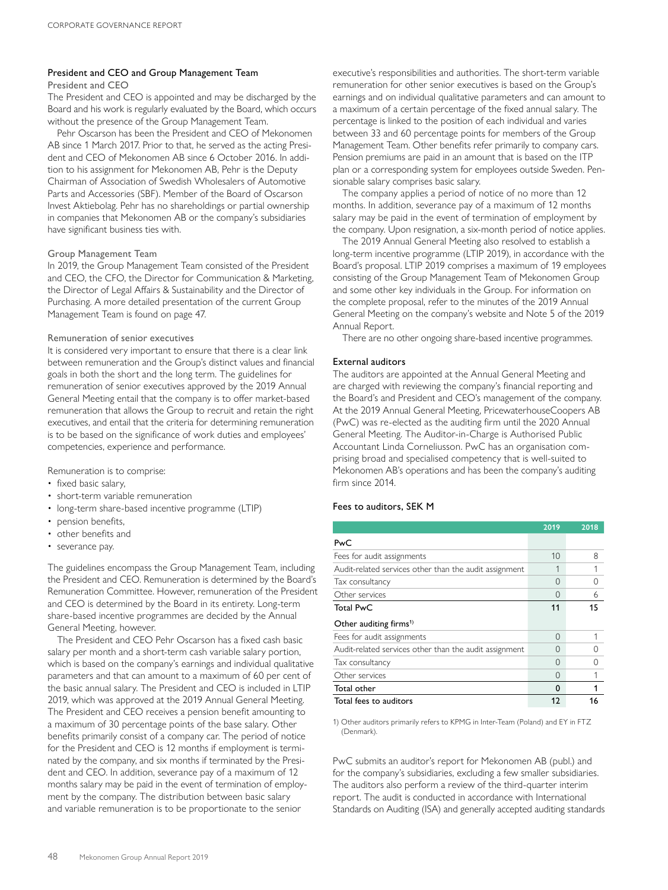## President and CEO and Group Management Team

### President and CEO

The President and CEO is appointed and may be discharged by the Board and his work is regularly evaluated by the Board, which occurs without the presence of the Group Management Team.

Pehr Oscarson has been the President and CEO of Mekonomen AB since 1 March 2017. Prior to that, he served as the acting President and CEO of Mekonomen AB since 6 October 2016. In addition to his assignment for Mekonomen AB, Pehr is the Deputy Chairman of Association of Swedish Wholesalers of Automotive Parts and Accessories (SBF). Member of the Board of Oscarson Invest Aktiebolag. Pehr has no shareholdings or partial ownership in companies that Mekonomen AB or the company's subsidiaries have significant business ties with.

### Group Management Team

In 2019, the Group Management Team consisted of the President and CEO, the CFO, the Director for Communication & Marketing, the Director of Legal Affairs & Sustainability and the Director of Purchasing. A more detailed presentation of the current Group Management Team is found on page 47.

### Remuneration of senior executives

It is considered very important to ensure that there is a clear link between remuneration and the Group's distinct values and financial goals in both the short and the long term. The guidelines for remuneration of senior executives approved by the 2019 Annual General Meeting entail that the company is to offer market-based remuneration that allows the Group to recruit and retain the right executives, and entail that the criteria for determining remuneration is to be based on the significance of work duties and employees' competencies, experience and performance.

Remuneration is to comprise:

- fixed basic salary,
- short-term variable remuneration
- long-term share-based incentive programme (LTIP)
- pension benefits,
- other benefits and
- severance pay.

The guidelines encompass the Group Management Team, including the President and CEO. Remuneration is determined by the Board's Remuneration Committee. However, remuneration of the President and CEO is determined by the Board in its entirety. Long-term share-based incentive programmes are decided by the Annual General Meeting, however.

The President and CEO Pehr Oscarson has a fixed cash basic salary per month and a short-term cash variable salary portion, which is based on the company's earnings and individual qualitative parameters and that can amount to a maximum of 60 per cent of the basic annual salary. The President and CEO is included in LTIP 2019, which was approved at the 2019 Annual General Meeting. The President and CEO receives a pension benefit amounting to a maximum of 30 percentage points of the base salary. Other benefits primarily consist of a company car. The period of notice for the President and CEO is 12 months if employment is terminated by the company, and six months if terminated by the President and CEO. In addition, severance pay of a maximum of 12 months salary may be paid in the event of termination of employment by the company. The distribution between basic salary and variable remuneration is to be proportionate to the senior executive's responsibilities and authorities. The short-term variable remuneration for other senior executives is based on the Group's earnings and on individual qualitative parameters and can amount to a maximum of a certain percentage of the fixed annual salary. The percentage is linked to the position of each individual and varies between 33 and 60 percentage points for members of the Group Management Team. Other benefits refer primarily to company cars. Pension premiums are paid in an amount that is based on the ITP plan or a corresponding system for employees outside Sweden. Pensionable salary comprises basic salary.

The company applies a period of notice of no more than 12 months. In addition, severance pay of a maximum of 12 months salary may be paid in the event of termination of employment by the company. Upon resignation, a six-month period of notice applies.

The 2019 Annual General Meeting also resolved to establish a long-term incentive programme (LTIP 2019), in accordance with the Board's proposal. LTIP 2019 comprises a maximum of 19 employees consisting of the Group Management Team of Mekonomen Group and some other key individuals in the Group. For information on the complete proposal, refer to the minutes of the 2019 Annual General Meeting on the company's website and Note 5 of the 2019 Annual Report.

There are no other ongoing share-based incentive programmes.

## External auditors

The auditors are appointed at the Annual General Meeting and are charged with reviewing the company's financial reporting and the Board's and President and CEO's management of the company. At the 2019 Annual General Meeting, PricewaterhouseCoopers AB (PwC) was re-elected as the auditing firm until the 2020 Annual General Meeting. The Auditor-in-Charge is Authorised Public Accountant Linda Corneliusson. PwC has an organisation comprising broad and specialised competency that is well-suited to Mekonomen AB's operations and has been the company's auditing firm since 2014.

### Fees to auditors, SEK M

| | 2019 | 2018 |
|---|---|---|
| **PwC** | | |
| Fees for audit assignments | 10 | 8 |
| Audit-related services other than the audit assignment | 1 | 1 |
| Tax consultancy | 0 | 0 |
| Other services | 0 | 6 |
| **Total PwC** | **11** | **15** |
| **Other auditing firms[1)]** | | |
| Fees for audit assignments | 0 | 1 |
| Audit-related services other than the audit assignment | 0 | 0 |
| Tax consultancy | 0 | 0 |
| Other services | 0 | 1 |
| **Total other** | **0** | **1** |
| **Total fees to auditors** | **12** | **16** |

1) Other auditors primarily refers to KPMG in Inter-Team (Poland) and EY in FTZ (Denmark).

PwC submits an auditor's report for Mekonomen AB (publ.) and for the company's subsidiaries, excluding a few smaller subsidiaries. The auditors also perform a review of the third-quarter interim report. The audit is conducted in accordance with International Standards on Auditing (ISA) and generally accepted auditing standards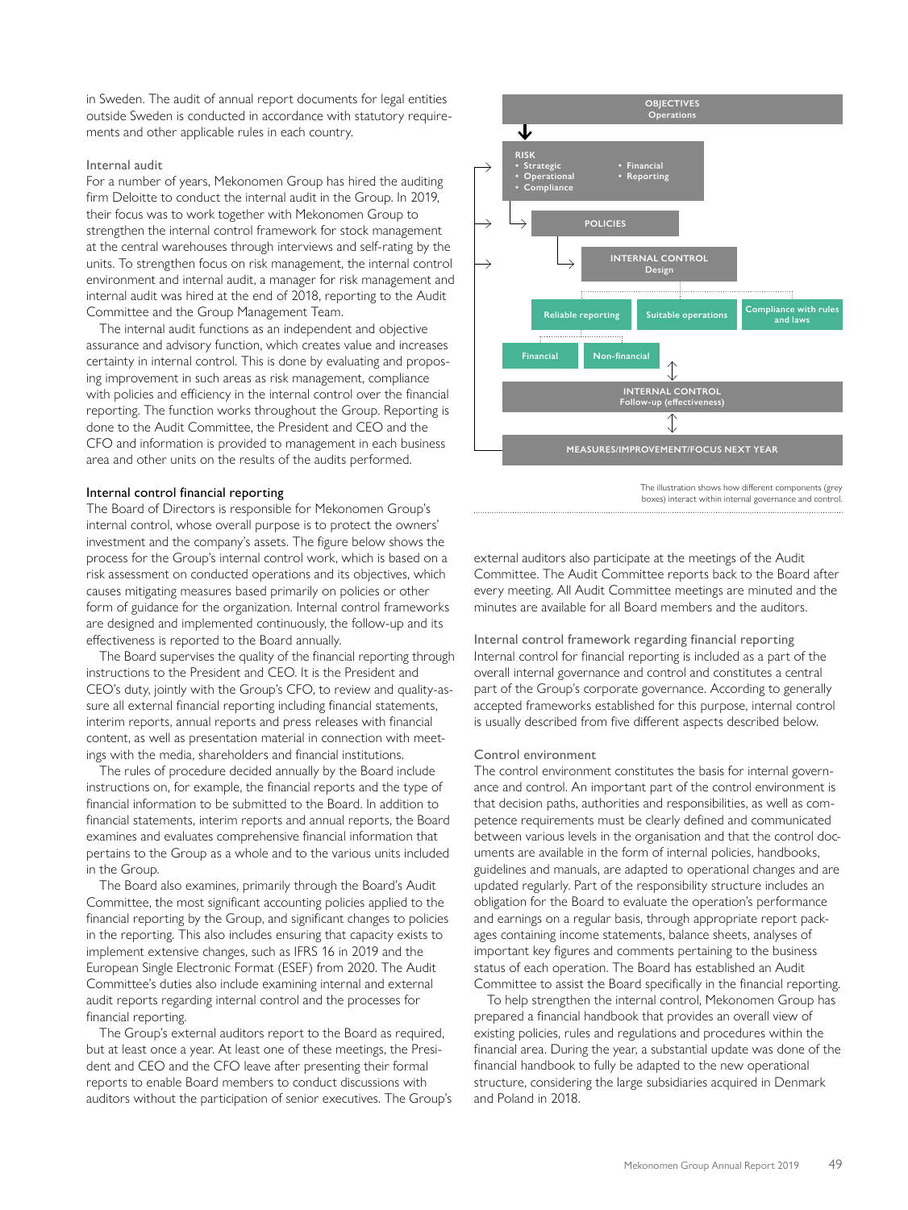in Sweden. The audit of annual report documents for legal entities outside Sweden is conducted in accordance with statutory requirements and other applicable rules in each country.

### Internal audit

For a number of years, Mekonomen Group has hired the auditing firm Deloitte to conduct the internal audit in the Group. In 2019, their focus was to work together with Mekonomen Group to strengthen the internal control framework for stock management at the central warehouses through interviews and self-rating by the units. To strengthen focus on risk management, the internal control environment and internal audit, a manager for risk management and internal audit was hired at the end of 2018, reporting to the Audit Committee and the Group Management Team.

The internal audit functions as an independent and objective assurance and advisory function, which creates value and increases certainty in internal control. This is done by evaluating and proposing improvement in such areas as risk management, compliance with policies and efficiency in the internal control over the financial reporting. The function works throughout the Group. Reporting is done to the Audit Committee, the President and CEO and the CFO and information is provided to management in each business area and other units on the results of the audits performed.

### Internal control financial reporting

The Board of Directors is responsible for Mekonomen Group's internal control, whose overall purpose is to protect the owners' investment and the company's assets. The figure below shows the process for the Group's internal control work, which is based on a risk assessment on conducted operations and its objectives, which causes mitigating measures based primarily on policies or other form of guidance for the organization. Internal control frameworks are designed and implemented continuously, the follow-up and its effectiveness is reported to the Board annually.

The Board supervises the quality of the financial reporting through instructions to the President and CEO. It is the President and CEO's duty, jointly with the Group's CFO, to review and quality-assure all external financial reporting including financial statements, interim reports, annual reports and press releases with financial content, as well as presentation material in connection with meetings with the media, shareholders and financial institutions.

The rules of procedure decided annually by the Board include instructions on, for example, the financial reports and the type of financial information to be submitted to the Board. In addition to financial statements, interim reports and annual reports, the Board examines and evaluates comprehensive financial information that pertains to the Group as a whole and to the various units included in the Group.

The Board also examines, primarily through the Board's Audit Committee, the most significant accounting policies applied to the financial reporting by the Group, and significant changes to policies in the reporting. This also includes ensuring that capacity exists to implement extensive changes, such as IFRS 16 in 2019 and the European Single Electronic Format (ESEF) from 2020. The Audit Committee's duties also include examining internal and external audit reports regarding internal control and the processes for financial reporting.

The Group's external auditors report to the Board as required, but at least once a year. At least one of these meetings, the President and CEO and the CFO leave after presenting their formal reports to enable Board members to conduct discussions with auditors without the participation of senior executives. The Group's external auditors also participate at the meetings of the Audit Committee. The Audit Committee reports back to the Board after every meeting. All Audit Committee meetings are minuted and the minutes are available for all Board members and the auditors.

OBJECTIVES
Operations

RISK
- Strategic
- Operational
- Compliance
- Financial
- Reporting

POLICIES

INTERNAL CONTROL
Design

Reliable reporting | Suitable operations | Compliance with rules and laws

Financial | Non-financial

INTERNAL CONTROL
Follow-up (effectiveness)

MEASURES/IMPROVEMENT/FOCUS NEXT YEAR

The illustration shows how different components (grey boxes) interact within internal governance and control.

### Internal control framework regarding financial reporting

Internal control for financial reporting is included as a part of the overall internal governance and control and constitutes a central part of the Group's corporate governance. According to generally accepted frameworks established for this purpose, internal control is usually described from five different aspects described below.

### Control environment

The control environment constitutes the basis for internal governance and control. An important part of the control environment is that decision paths, authorities and responsibilities, as well as competence requirements must be clearly defined and communicated between various levels in the organisation and that the control documents are available in the form of internal policies, handbooks, guidelines and manuals, are adapted to operational changes and are updated regularly. Part of the responsibility structure includes an obligation for the Board to evaluate the operation's performance and earnings on a regular basis, through appropriate report packages containing income statements, balance sheets, analyses of important key figures and comments pertaining to the business status of each operation. The Board has established an Audit Committee to assist the Board specifically in the financial reporting.

To help strengthen the internal control, Mekonomen Group has prepared a financial handbook that provides an overall view of existing policies, rules and regulations and procedures within the financial area. During the year, a substantial update was done of the financial handbook to fully be adapted to the new operational structure, considering the large subsidiaries acquired in Denmark and Poland in 2018.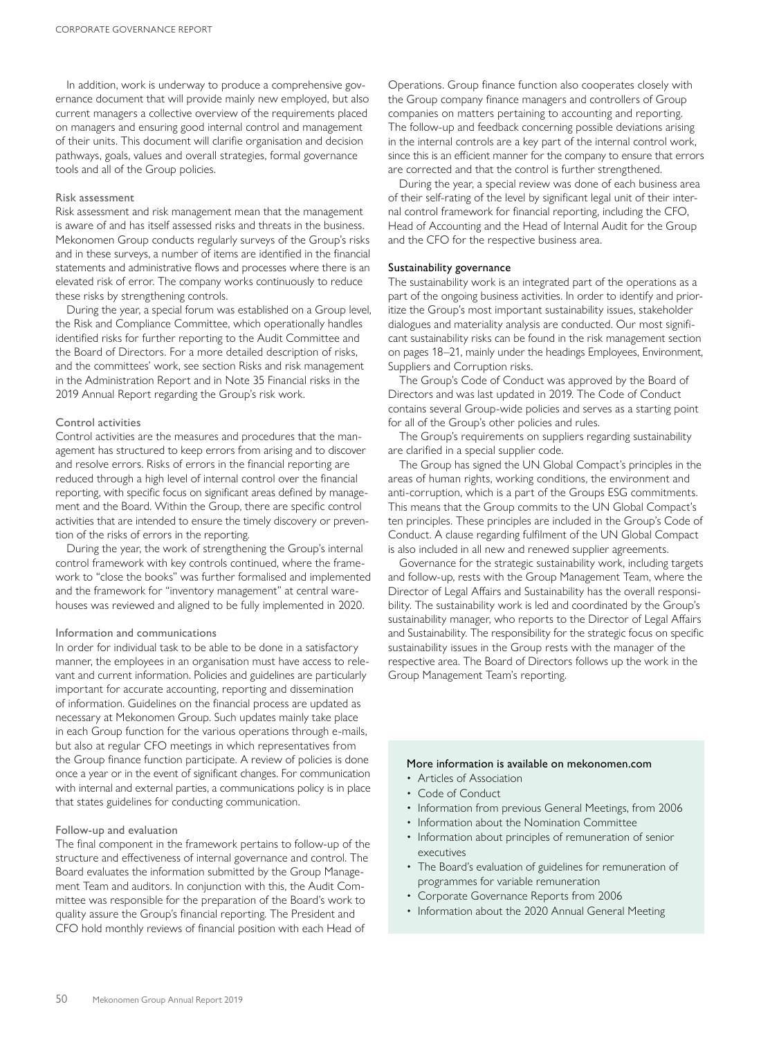In addition, work is underway to produce a comprehensive governance document that will provide mainly new employed, but also current managers a collective overview of the requirements placed on managers and ensuring good internal control and management of their units. This document will clarifie organisation and decision pathways, goals, values and overall strategies, formal governance tools and all of the Group policies.

### Risk assessment

Risk assessment and risk management mean that the management is aware of and has itself assessed risks and threats in the business. Mekonomen Group conducts regularly surveys of the Group's risks and in these surveys, a number of items are identified in the financial statements and administrative flows and processes where there is an elevated risk of error. The company works continuously to reduce these risks by strengthening controls.

During the year, a special forum was established on a Group level, the Risk and Compliance Committee, which operationally handles identified risks for further reporting to the Audit Committee and the Board of Directors. For a more detailed description of risks, and the committees' work, see section Risks and risk management in the Administration Report and in Note 35 Financial risks in the 2019 Annual Report regarding the Group's risk work.

### Control activities

Control activities are the measures and procedures that the management has structured to keep errors from arising and to discover and resolve errors. Risks of errors in the financial reporting are reduced through a high level of internal control over the financial reporting, with specific focus on significant areas defined by management and the Board. Within the Group, there are specific control activities that are intended to ensure the timely discovery or prevention of the risks of errors in the reporting.

During the year, the work of strengthening the Group's internal control framework with key controls continued, where the framework to "close the books" was further formalised and implemented and the framework for "inventory management" at central warehouses was reviewed and aligned to be fully implemented in 2020.

### Information and communications

In order for individual task to be able to be done in a satisfactory manner, the employees in an organisation must have access to relevant and current information. Policies and guidelines are particularly important for accurate accounting, reporting and dissemination of information. Guidelines on the financial process are updated as necessary at Mekonomen Group. Such updates mainly take place in each Group function for the various operations through e-mails, but also at regular CFO meetings in which representatives from the Group finance function participate. A review of policies is done once a year or in the event of significant changes. For communication with internal and external parties, a communications policy is in place that states guidelines for conducting communication.

### Follow-up and evaluation

The final component in the framework pertains to follow-up of the structure and effectiveness of internal governance and control. The Board evaluates the information submitted by the Group Management Team and auditors. In conjunction with this, the Audit Committee was responsible for the preparation of the Board's work to quality assure the Group's financial reporting. The President and CFO hold monthly reviews of financial position with each Head of Operations. Group finance function also cooperates closely with the Group company finance managers and controllers of Group companies on matters pertaining to accounting and reporting. The follow-up and feedback concerning possible deviations arising in the internal controls are a key part of the internal control work, since this is an efficient manner for the company to ensure that errors are corrected and that the control is further strengthened.

During the year, a special review was done of each business area of their self-rating of the level by significant legal unit of their internal control framework for financial reporting, including the CFO, Head of Accounting and the Head of Internal Audit for the Group and the CFO for the respective business area.

### Sustainability governance

The sustainability work is an integrated part of the operations as a part of the ongoing business activities. In order to identify and prioritize the Group's most important sustainability issues, stakeholder dialogues and materiality analysis are conducted. Our most significant sustainability risks can be found in the risk management section on pages 18–21, mainly under the headings Employees, Environment, Suppliers and Corruption risks.

The Group's Code of Conduct was approved by the Board of Directors and was last updated in 2019. The Code of Conduct contains several Group-wide policies and serves as a starting point for all of the Group's other policies and rules.

The Group's requirements on suppliers regarding sustainability are clarified in a special supplier code.

The Group has signed the UN Global Compact's principles in the areas of human rights, working conditions, the environment and anti-corruption, which is a part of the Groups ESG commitments. This means that the Group commits to the UN Global Compact's ten principles. These principles are included in the Group's Code of Conduct. A clause regarding fulfilment of the UN Global Compact is also included in all new and renewed supplier agreements.

Governance for the strategic sustainability work, including targets and follow-up, rests with the Group Management Team, where the Director of Legal Affairs and Sustainability has the overall responsibility. The sustainability work is led and coordinated by the Group's sustainability manager, who reports to the Director of Legal Affairs and Sustainability. The responsibility for the strategic focus on specific sustainability issues in the Group rests with the manager of the respective area. The Board of Directors follows up the work in the Group Management Team's reporting.

**More information is available on mekonomen.com**

- Articles of Association
- Code of Conduct
- Information from previous General Meetings, from 2006
- Information about the Nomination Committee
- Information about principles of remuneration of senior executives
- The Board's evaluation of guidelines for remuneration of programmes for variable remuneration
- Corporate Governance Reports from 2006
- Information about the 2020 Annual General Meeting